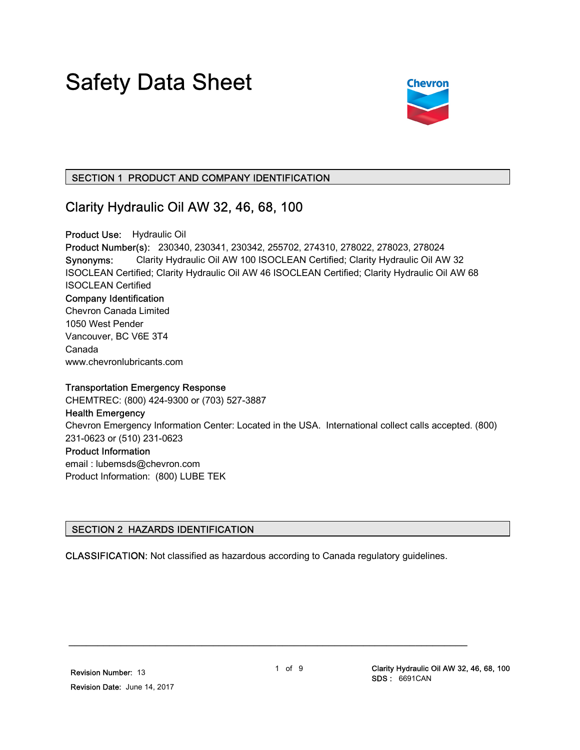# Safety Data Sheet

## SECTION 1 PRODUCT AND COMPANY IDENTIFICATION

### Clarity Hydraulic Oil AW 32, 46, 68, 100

**Product Use:** Hydraulic Oil
**Product Number(s):** 230340, 230341, 230342, 255702, 274310, 278022, 278023, 278024
**Synonyms:** Clarity Hydraulic Oil AW 100 ISOCLEAN Certified; Clarity Hydraulic Oil AW 32 ISOCLEAN Certified; Clarity Hydraulic Oil AW 46 ISOCLEAN Certified; Clarity Hydraulic Oil AW 68 ISOCLEAN Certified

**Company Identification**
Chevron Canada Limited
1050 West Pender
Vancouver, BC V6E 3T4
Canada
www.chevronlubricants.com

**Transportation Emergency Response**
CHEMTREC: (800) 424-9300 or (703) 527-3887
**Health Emergency**
Chevron Emergency Information Center: Located in the USA. International collect calls accepted. (800) 231-0623 or (510) 231-0623
**Product Information**
email : lubemsds@chevron.com
Product Information: (800) LUBE TEK

## SECTION 2 HAZARDS IDENTIFICATION

**CLASSIFICATION:** Not classified as hazardous according to Canada regulatory guidelines.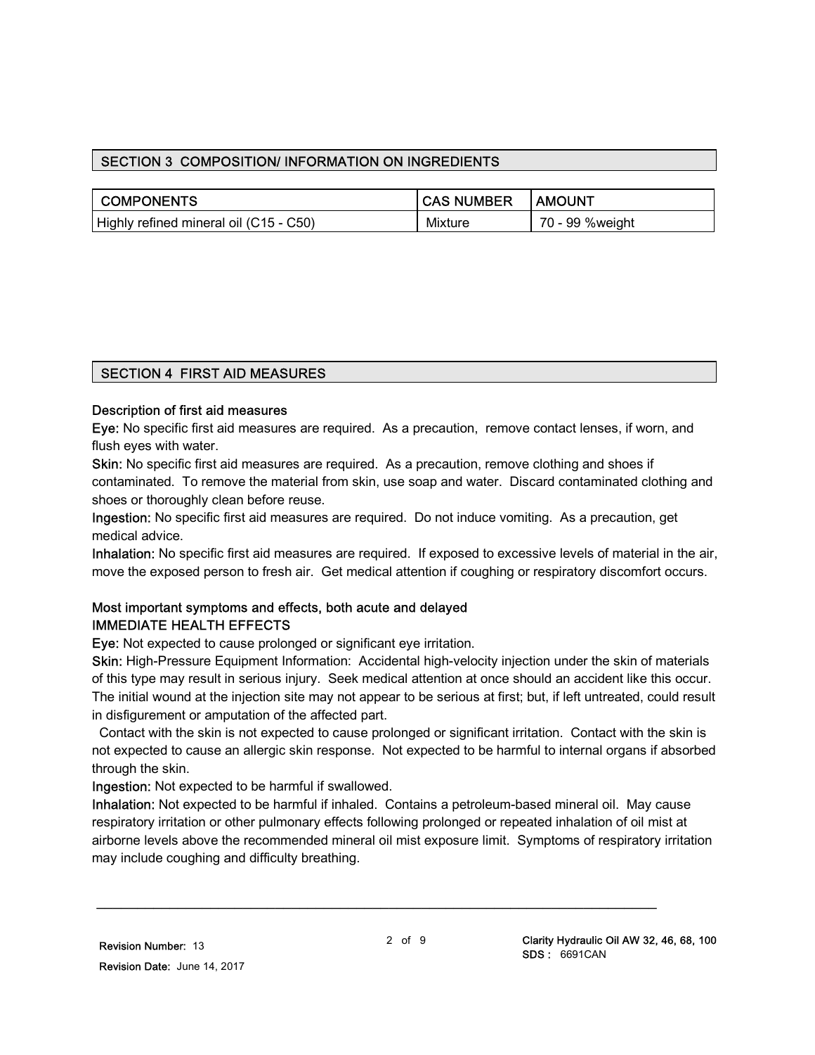## SECTION 3 COMPOSITION/ INFORMATION ON INGREDIENTS

| COMPONENTS | CAS NUMBER | AMOUNT |
| --- | --- | --- |
| Highly refined mineral oil (C15 - C50) | Mixture | 70 - 99 %weight |

## SECTION 4 FIRST AID MEASURES

### Description of first aid measures

**Eye:** No specific first aid measures are required. As a precaution, remove contact lenses, if worn, and flush eyes with water.

**Skin:** No specific first aid measures are required. As a precaution, remove clothing and shoes if contaminated. To remove the material from skin, use soap and water. Discard contaminated clothing and shoes or thoroughly clean before reuse.

**Ingestion:** No specific first aid measures are required. Do not induce vomiting. As a precaution, get medical advice.

**Inhalation:** No specific first aid measures are required. If exposed to excessive levels of material in the air, move the exposed person to fresh air. Get medical attention if coughing or respiratory discomfort occurs.

### Most important symptoms and effects, both acute and delayed

IMMEDIATE HEALTH EFFECTS

**Eye:** Not expected to cause prolonged or significant eye irritation.

**Skin:** High-Pressure Equipment Information: Accidental high-velocity injection under the skin of materials of this type may result in serious injury. Seek medical attention at once should an accident like this occur. The initial wound at the injection site may not appear to be serious at first; but, if left untreated, could result in disfigurement or amputation of the affected part.

Contact with the skin is not expected to cause prolonged or significant irritation. Contact with the skin is not expected to cause an allergic skin response. Not expected to be harmful to internal organs if absorbed through the skin.

**Ingestion:** Not expected to be harmful if swallowed.

**Inhalation:** Not expected to be harmful if inhaled. Contains a petroleum-based mineral oil. May cause respiratory irritation or other pulmonary effects following prolonged or repeated inhalation of oil mist at airborne levels above the recommended mineral oil mist exposure limit. Symptoms of respiratory irritation may include coughing and difficulty breathing.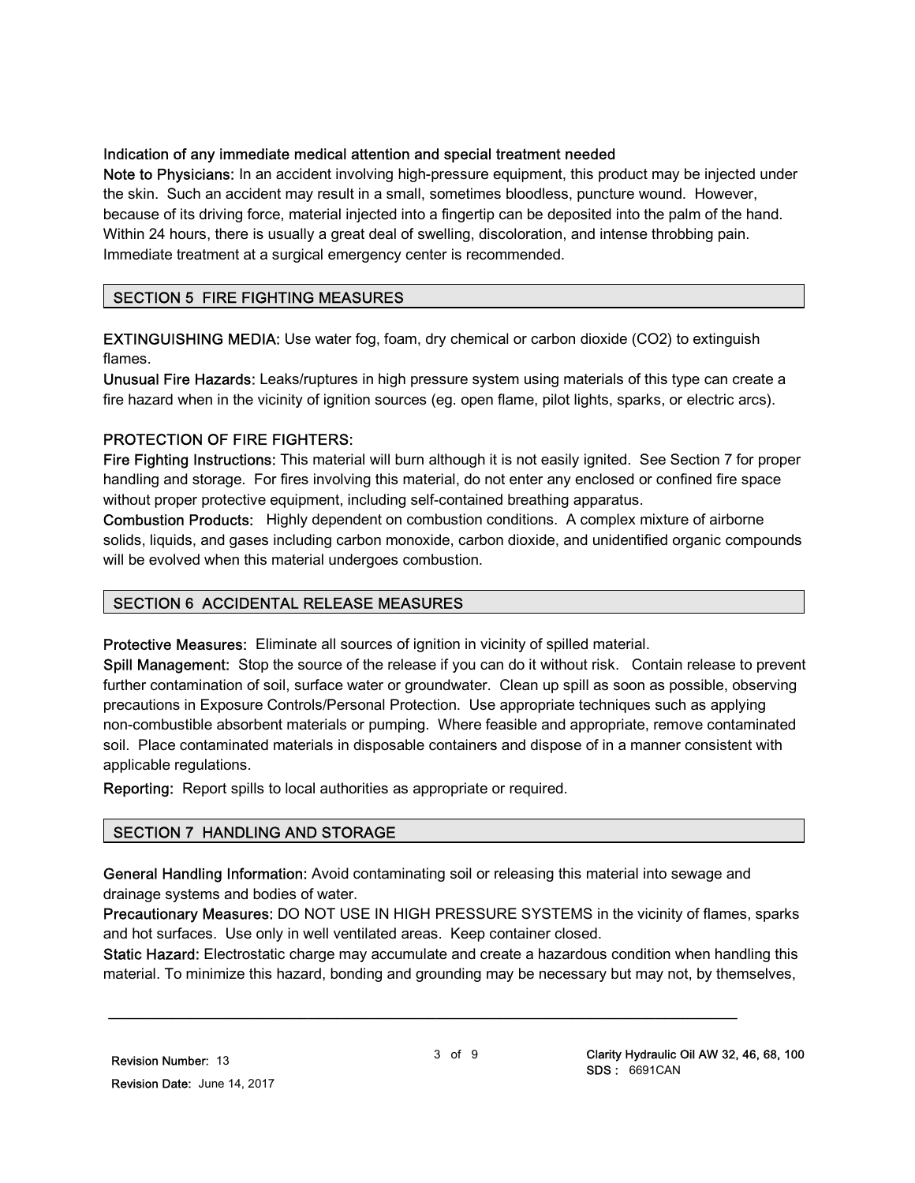**Indication of any immediate medical attention and special treatment needed**

**Note to Physicians:** In an accident involving high-pressure equipment, this product may be injected under the skin. Such an accident may result in a small, sometimes bloodless, puncture wound. However, because of its driving force, material injected into a fingertip can be deposited into the palm of the hand. Within 24 hours, there is usually a great deal of swelling, discoloration, and intense throbbing pain. Immediate treatment at a surgical emergency center is recommended.

## SECTION 5 FIRE FIGHTING MEASURES

**EXTINGUISHING MEDIA:** Use water fog, foam, dry chemical or carbon dioxide ($CO_2$) to extinguish flames.

**Unusual Fire Hazards:** Leaks/ruptures in high pressure system using materials of this type can create a fire hazard when in the vicinity of ignition sources (eg. open flame, pilot lights, sparks, or electric arcs).

**PROTECTION OF FIRE FIGHTERS:**

**Fire Fighting Instructions:** This material will burn although it is not easily ignited. See Section 7 for proper handling and storage. For fires involving this material, do not enter any enclosed or confined fire space without proper protective equipment, including self-contained breathing apparatus.

**Combustion Products:** Highly dependent on combustion conditions. A complex mixture of airborne solids, liquids, and gases including carbon monoxide, carbon dioxide, and unidentified organic compounds will be evolved when this material undergoes combustion.

## SECTION 6 ACCIDENTAL RELEASE MEASURES

**Protective Measures:** Eliminate all sources of ignition in vicinity of spilled material.

**Spill Management:** Stop the source of the release if you can do it without risk. Contain release to prevent further contamination of soil, surface water or groundwater. Clean up spill as soon as possible, observing precautions in Exposure Controls/Personal Protection. Use appropriate techniques such as applying non-combustible absorbent materials or pumping. Where feasible and appropriate, remove contaminated soil. Place contaminated materials in disposable containers and dispose of in a manner consistent with applicable regulations.

**Reporting:** Report spills to local authorities as appropriate or required.

## SECTION 7 HANDLING AND STORAGE

**General Handling Information:** Avoid contaminating soil or releasing this material into sewage and drainage systems and bodies of water.

**Precautionary Measures:** DO NOT USE IN HIGH PRESSURE SYSTEMS in the vicinity of flames, sparks and hot surfaces. Use only in well ventilated areas. Keep container closed.

**Static Hazard:** Electrostatic charge may accumulate and create a hazardous condition when handling this material. To minimize this hazard, bonding and grounding may be necessary but may not, by themselves,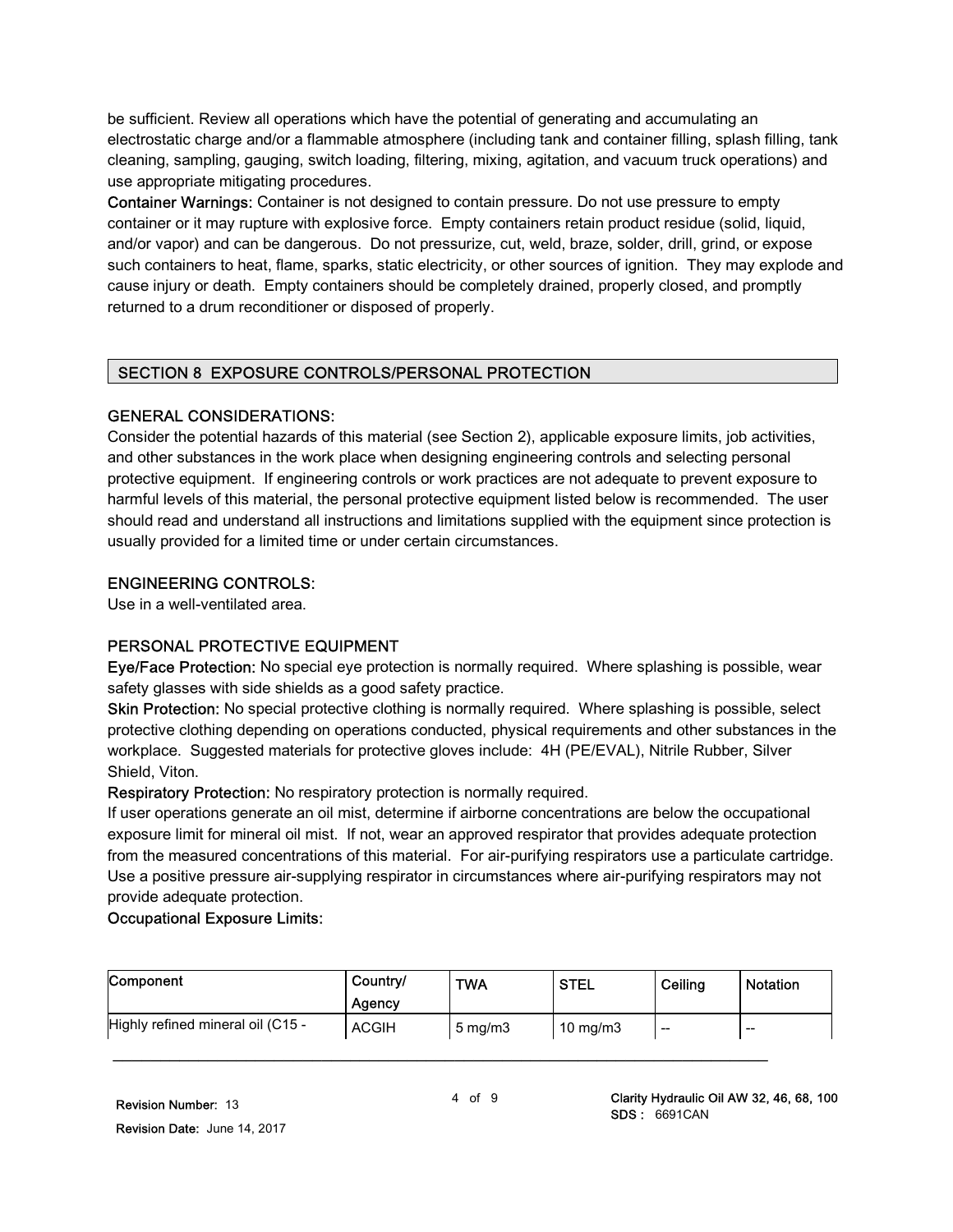be sufficient. Review all operations which have the potential of generating and accumulating an electrostatic charge and/or a flammable atmosphere (including tank and container filling, splash filling, tank cleaning, sampling, gauging, switch loading, filtering, mixing, agitation, and vacuum truck operations) and use appropriate mitigating procedures.

**Container Warnings:** Container is not designed to contain pressure. Do not use pressure to empty container or it may rupture with explosive force. Empty containers retain product residue (solid, liquid, and/or vapor) and can be dangerous. Do not pressurize, cut, weld, braze, solder, drill, grind, or expose such containers to heat, flame, sparks, static electricity, or other sources of ignition. They may explode and cause injury or death. Empty containers should be completely drained, properly closed, and promptly returned to a drum reconditioner or disposed of properly.

## SECTION 8 EXPOSURE CONTROLS/PERSONAL PROTECTION

### GENERAL CONSIDERATIONS:

Consider the potential hazards of this material (see Section 2), applicable exposure limits, job activities, and other substances in the work place when designing engineering controls and selecting personal protective equipment. If engineering controls or work practices are not adequate to prevent exposure to harmful levels of this material, the personal protective equipment listed below is recommended. The user should read and understand all instructions and limitations supplied with the equipment since protection is usually provided for a limited time or under certain circumstances.

### ENGINEERING CONTROLS:

Use in a well-ventilated area.

### PERSONAL PROTECTIVE EQUIPMENT

**Eye/Face Protection:** No special eye protection is normally required. Where splashing is possible, wear safety glasses with side shields as a good safety practice.

**Skin Protection:** No special protective clothing is normally required. Where splashing is possible, select protective clothing depending on operations conducted, physical requirements and other substances in the workplace. Suggested materials for protective gloves include: 4H (PE/EVAL), Nitrile Rubber, Silver Shield, Viton.

**Respiratory Protection:** No respiratory protection is normally required.

If user operations generate an oil mist, determine if airborne concentrations are below the occupational exposure limit for mineral oil mist. If not, wear an approved respirator that provides adequate protection from the measured concentrations of this material. For air-purifying respirators use a particulate cartridge. Use a positive pressure air-supplying respirator in circumstances where air-purifying respirators may not provide adequate protection.

**Occupational Exposure Limits:**

| Component | Country/ Agency | TWA | STEL | Ceiling | Notation |
|---|---|---|---|---|---|
| Highly refined mineral oil (C15 - | ACGIH | 5 mg/m3 | 10 mg/m3 | -- | -- |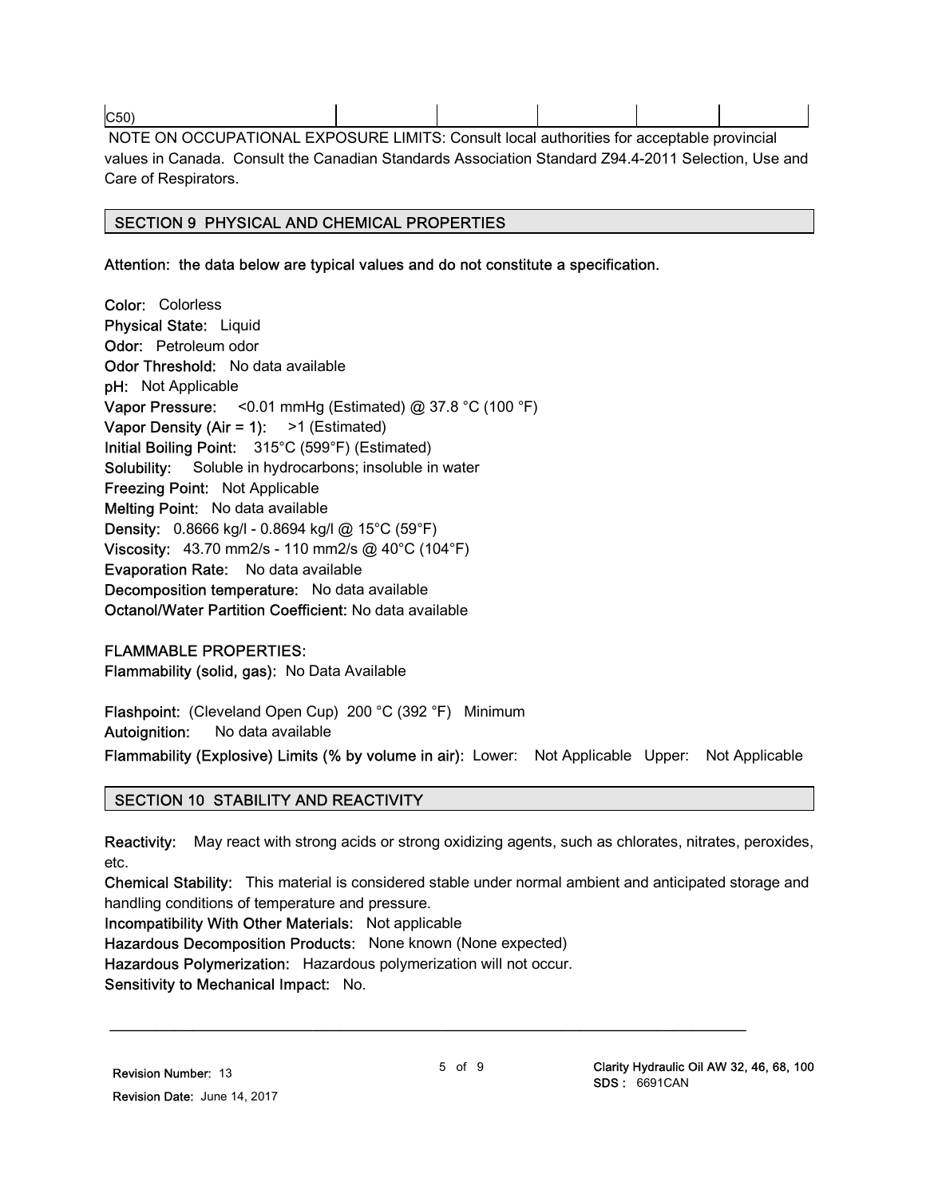| C50) | | | | | | |
|---|---|---|---|---|---|---|

NOTE ON OCCUPATIONAL EXPOSURE LIMITS: Consult local authorities for acceptable provincial values in Canada. Consult the Canadian Standards Association Standard Z94.4-2011 Selection, Use and Care of Respirators.

## SECTION 9 PHYSICAL AND CHEMICAL PROPERTIES

**Attention: the data below are typical values and do not constitute a specification.**

**Color:** Colorless
**Physical State:** Liquid
**Odor:** Petroleum odor
**Odor Threshold:** No data available
**pH:** Not Applicable
**Vapor Pressure:** <0.01 mmHg (Estimated) @ 37.8 °C (100 °F)
**Vapor Density (Air = 1):** >1 (Estimated)
**Initial Boiling Point:** 315°C (599°F) (Estimated)
**Solubility:** Soluble in hydrocarbons; insoluble in water
**Freezing Point:** Not Applicable
**Melting Point:** No data available
**Density:** 0.8666 kg/l - 0.8694 kg/l @ 15°C (59°F)
**Viscosity:** 43.70 mm2/s - 110 mm2/s @ 40°C (104°F)
**Evaporation Rate:** No data available
**Decomposition temperature:** No data available
**Octanol/Water Partition Coefficient:** No data available

**FLAMMABLE PROPERTIES:**
**Flammability (solid, gas):** No Data Available

**Flashpoint:** (Cleveland Open Cup) 200 °C (392 °F) Minimum
**Autoignition:** No data available
**Flammability (Explosive) Limits (% by volume in air):** Lower: Not Applicable Upper: Not Applicable

## SECTION 10 STABILITY AND REACTIVITY

**Reactivity:** May react with strong acids or strong oxidizing agents, such as chlorates, nitrates, peroxides, etc.
**Chemical Stability:** This material is considered stable under normal ambient and anticipated storage and handling conditions of temperature and pressure.
**Incompatibility With Other Materials:** Not applicable
**Hazardous Decomposition Products:** None known (None expected)
**Hazardous Polymerization:** Hazardous polymerization will not occur.
**Sensitivity to Mechanical Impact:** No.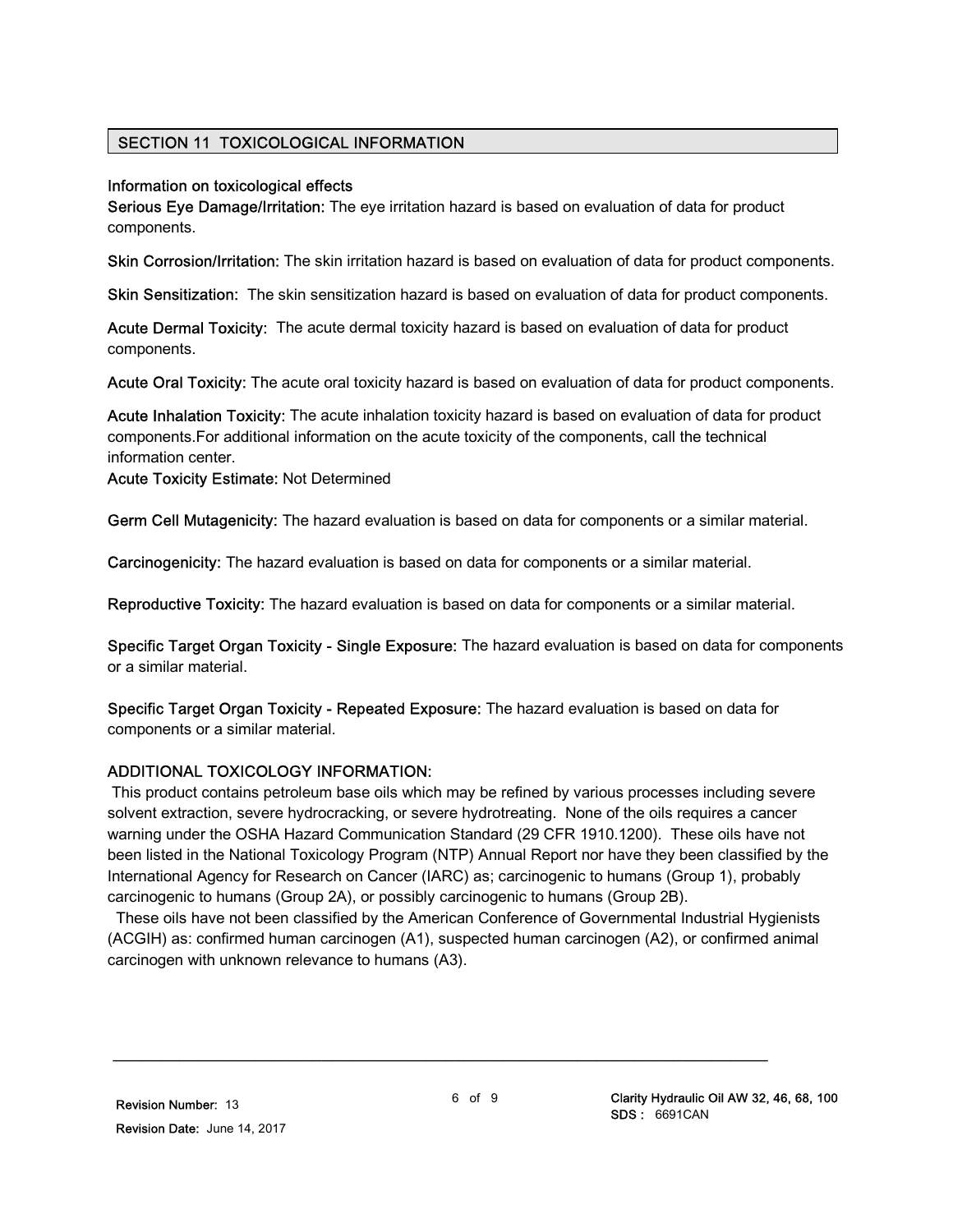## SECTION 11 TOXICOLOGICAL INFORMATION

**Information on toxicological effects**

**Serious Eye Damage/Irritation:** The eye irritation hazard is based on evaluation of data for product components.

**Skin Corrosion/Irritation:** The skin irritation hazard is based on evaluation of data for product components.

**Skin Sensitization:** The skin sensitization hazard is based on evaluation of data for product components.

**Acute Dermal Toxicity:** The acute dermal toxicity hazard is based on evaluation of data for product components.

**Acute Oral Toxicity:** The acute oral toxicity hazard is based on evaluation of data for product components.

**Acute Inhalation Toxicity:** The acute inhalation toxicity hazard is based on evaluation of data for product components.For additional information on the acute toxicity of the components, call the technical information center.

**Acute Toxicity Estimate:** Not Determined

**Germ Cell Mutagenicity:** The hazard evaluation is based on data for components or a similar material.

**Carcinogenicity:** The hazard evaluation is based on data for components or a similar material.

**Reproductive Toxicity:** The hazard evaluation is based on data for components or a similar material.

**Specific Target Organ Toxicity - Single Exposure:** The hazard evaluation is based on data for components or a similar material.

**Specific Target Organ Toxicity - Repeated Exposure:** The hazard evaluation is based on data for components or a similar material.

**ADDITIONAL TOXICOLOGY INFORMATION:**

This product contains petroleum base oils which may be refined by various processes including severe solvent extraction, severe hydrocracking, or severe hydrotreating. None of the oils requires a cancer warning under the OSHA Hazard Communication Standard (29 CFR 1910.1200). These oils have not been listed in the National Toxicology Program (NTP) Annual Report nor have they been classified by the International Agency for Research on Cancer (IARC) as; carcinogenic to humans (Group 1), probably carcinogenic to humans (Group 2A), or possibly carcinogenic to humans (Group 2B).

These oils have not been classified by the American Conference of Governmental Industrial Hygienists (ACGIH) as: confirmed human carcinogen (A1), suspected human carcinogen (A2), or confirmed animal carcinogen with unknown relevance to humans (A3).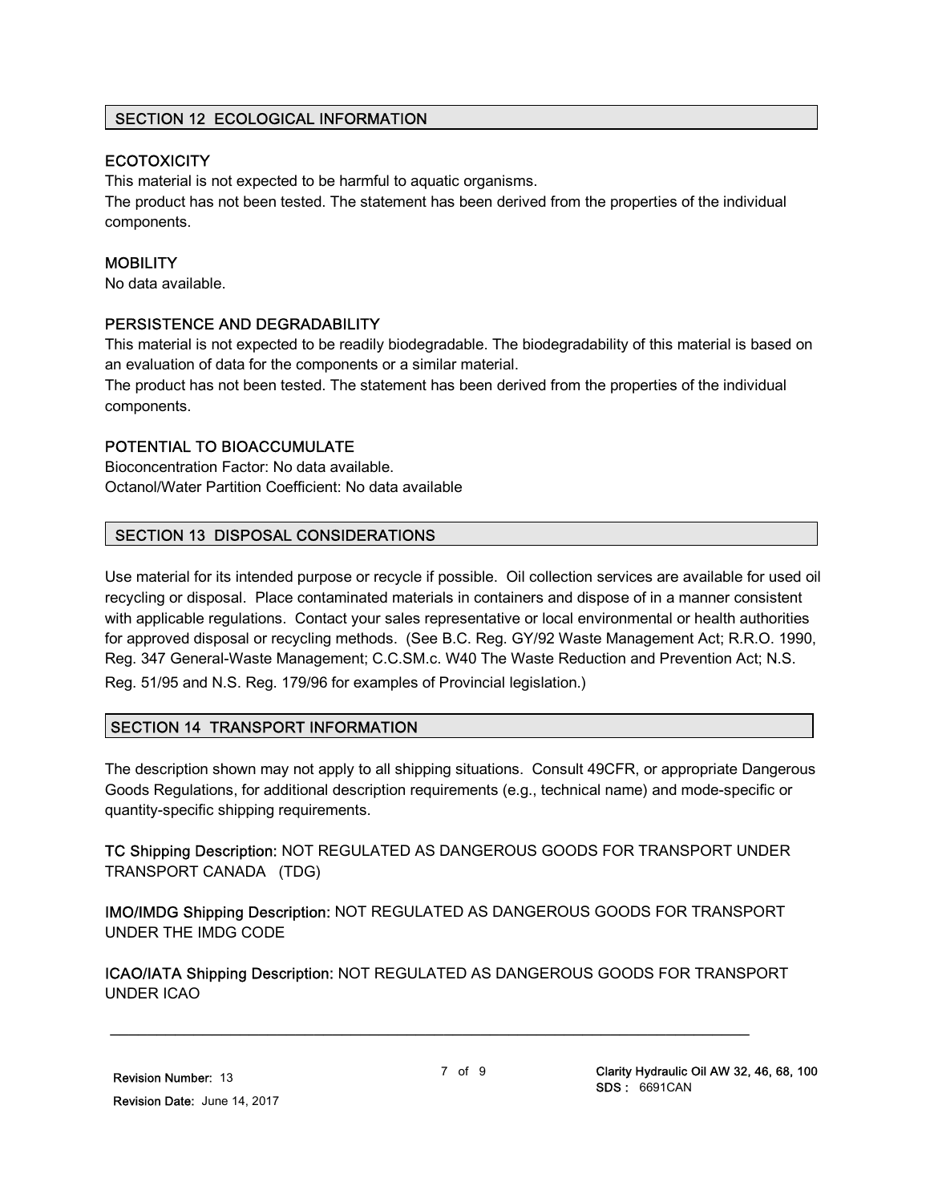## SECTION 12 ECOLOGICAL INFORMATION

### ECOTOXICITY

This material is not expected to be harmful to aquatic organisms.
The product has not been tested. The statement has been derived from the properties of the individual components.

### MOBILITY

No data available.

### PERSISTENCE AND DEGRADABILITY

This material is not expected to be readily biodegradable. The biodegradability of this material is based on an evaluation of data for the components or a similar material.
The product has not been tested. The statement has been derived from the properties of the individual components.

### POTENTIAL TO BIOACCUMULATE

Bioconcentration Factor: No data available.
Octanol/Water Partition Coefficient: No data available

## SECTION 13 DISPOSAL CONSIDERATIONS

Use material for its intended purpose or recycle if possible. Oil collection services are available for used oil recycling or disposal. Place contaminated materials in containers and dispose of in a manner consistent with applicable regulations. Contact your sales representative or local environmental or health authorities for approved disposal or recycling methods. (See B.C. Reg. GY/92 Waste Management Act; R.R.O. 1990, Reg. 347 General-Waste Management; C.C.SM.c. W40 The Waste Reduction and Prevention Act; N.S. Reg. 51/95 and N.S. Reg. 179/96 for examples of Provincial legislation.)

## SECTION 14 TRANSPORT INFORMATION

The description shown may not apply to all shipping situations. Consult 49CFR, or appropriate Dangerous Goods Regulations, for additional description requirements (e.g., technical name) and mode-specific or quantity-specific shipping requirements.

**TC Shipping Description:** NOT REGULATED AS DANGEROUS GOODS FOR TRANSPORT UNDER TRANSPORT CANADA (TDG)

**IMO/IMDG Shipping Description:** NOT REGULATED AS DANGEROUS GOODS FOR TRANSPORT UNDER THE IMDG CODE

**ICAO/IATA Shipping Description:** NOT REGULATED AS DANGEROUS GOODS FOR TRANSPORT UNDER ICAO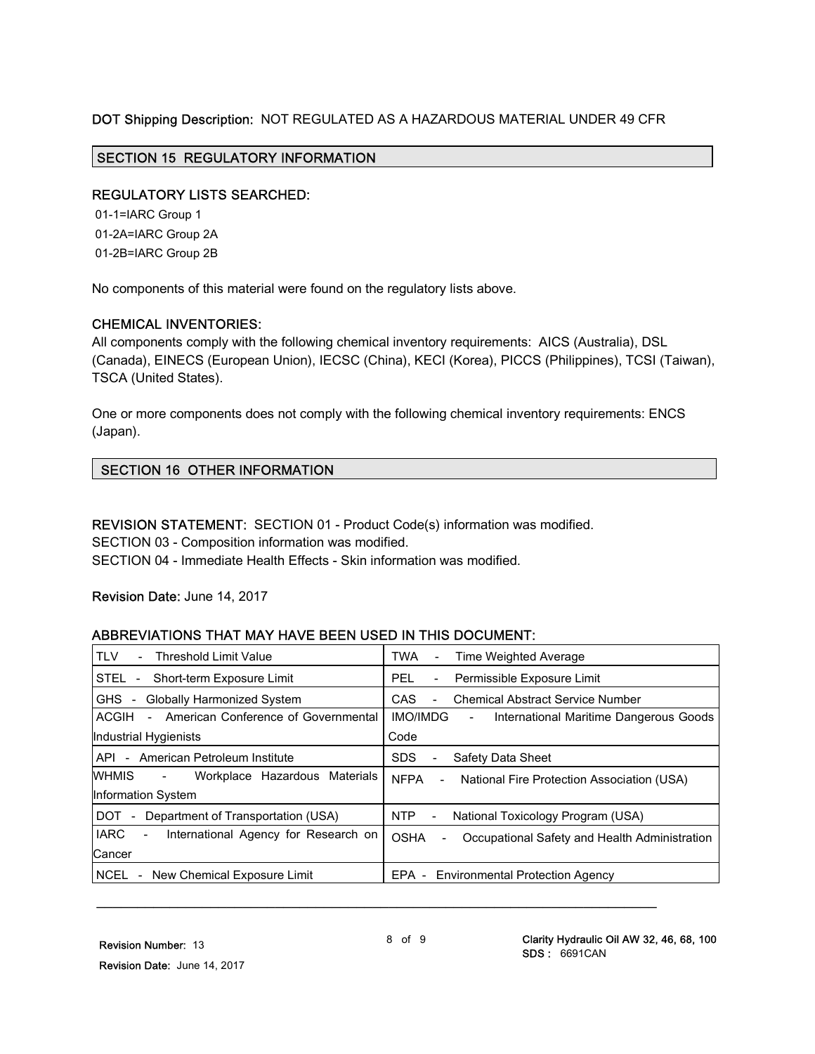**DOT Shipping Description:** NOT REGULATED AS A HAZARDOUS MATERIAL UNDER 49 CFR

## SECTION 15 REGULATORY INFORMATION

### REGULATORY LISTS SEARCHED:

01-1=IARC Group 1
01-2A=IARC Group 2A
01-2B=IARC Group 2B

No components of this material were found on the regulatory lists above.

### CHEMICAL INVENTORIES:

All components comply with the following chemical inventory requirements: AICS (Australia), DSL (Canada), EINECS (European Union), IECSC (China), KECI (Korea), PICCS (Philippines), TCSI (Taiwan), TSCA (United States).

One or more components does not comply with the following chemical inventory requirements: ENCS (Japan).

## SECTION 16 OTHER INFORMATION

**REVISION STATEMENT:** SECTION 01 - Product Code(s) information was modified.
SECTION 03 - Composition information was modified.
SECTION 04 - Immediate Health Effects - Skin information was modified.

**Revision Date:** June 14, 2017

### ABBREVIATIONS THAT MAY HAVE BEEN USED IN THIS DOCUMENT:

| | |
|---|---|
| TLV - Threshold Limit Value | TWA - Time Weighted Average |
| STEL - Short-term Exposure Limit | PEL - Permissible Exposure Limit |
| GHS - Globally Harmonized System | CAS - Chemical Abstract Service Number |
| ACGIH - American Conference of Governmental Industrial Hygienists | IMO/IMDG - International Maritime Dangerous Goods Code |
| API - American Petroleum Institute | SDS - Safety Data Sheet |
| WHMIS - Workplace Hazardous Materials Information System | NFPA - National Fire Protection Association (USA) |
| DOT - Department of Transportation (USA) | NTP - National Toxicology Program (USA) |
| IARC - International Agency for Research on Cancer | OSHA - Occupational Safety and Health Administration |
| NCEL - New Chemical Exposure Limit | EPA - Environmental Protection Agency |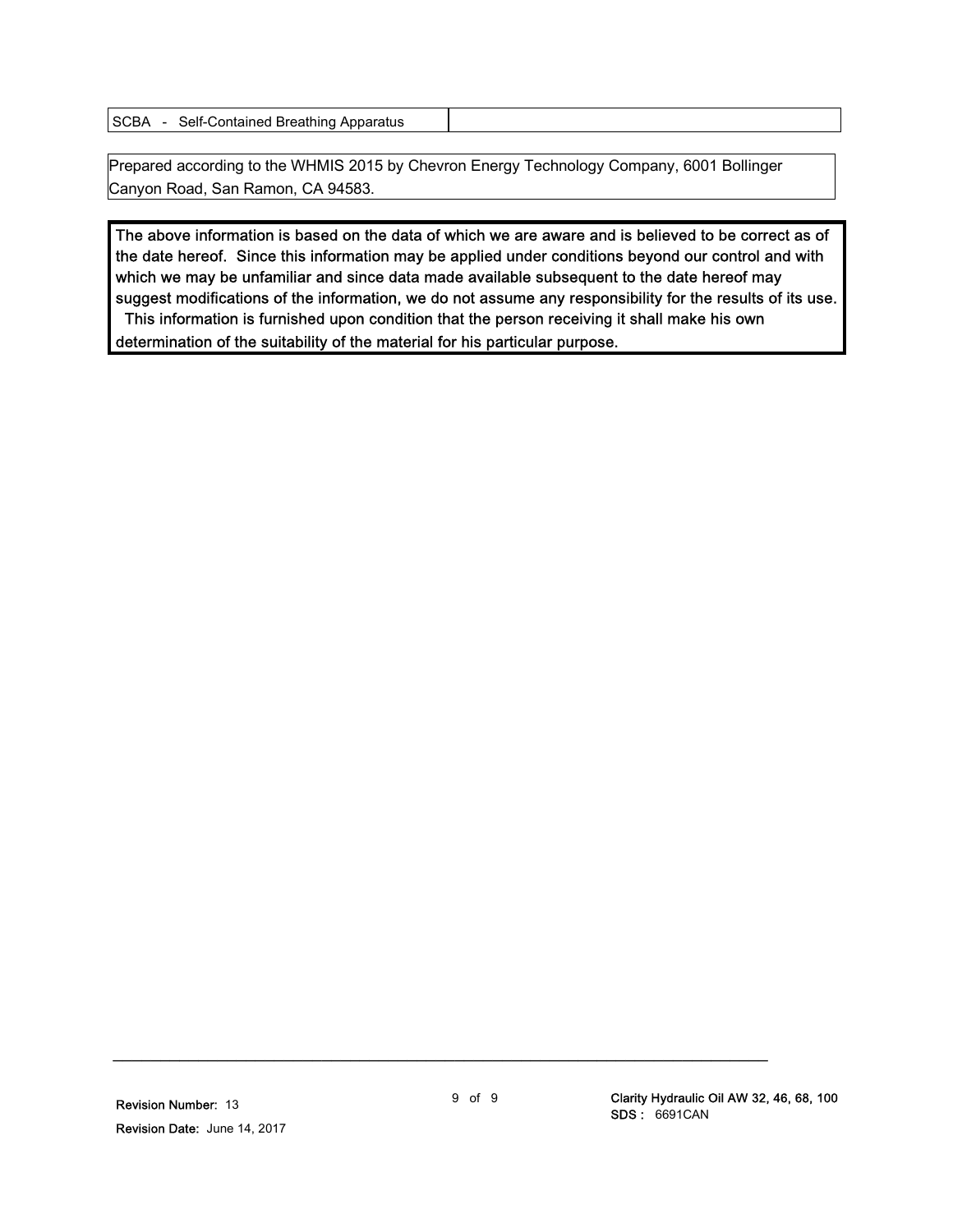| | |
|---|---|
| SCBA - Self-Contained Breathing Apparatus | |

Prepared according to the WHMIS 2015 by Chevron Energy Technology Company, 6001 Bollinger Canyon Road, San Ramon, CA 94583.

**The above information is based on the data of which we are aware and is believed to be correct as of the date hereof. Since this information may be applied under conditions beyond our control and with which we may be unfamiliar and since data made available subsequent to the date hereof may suggest modifications of the information, we do not assume any responsibility for the results of its use. This information is furnished upon condition that the person receiving it shall make his own determination of the suitability of the material for his particular purpose.**